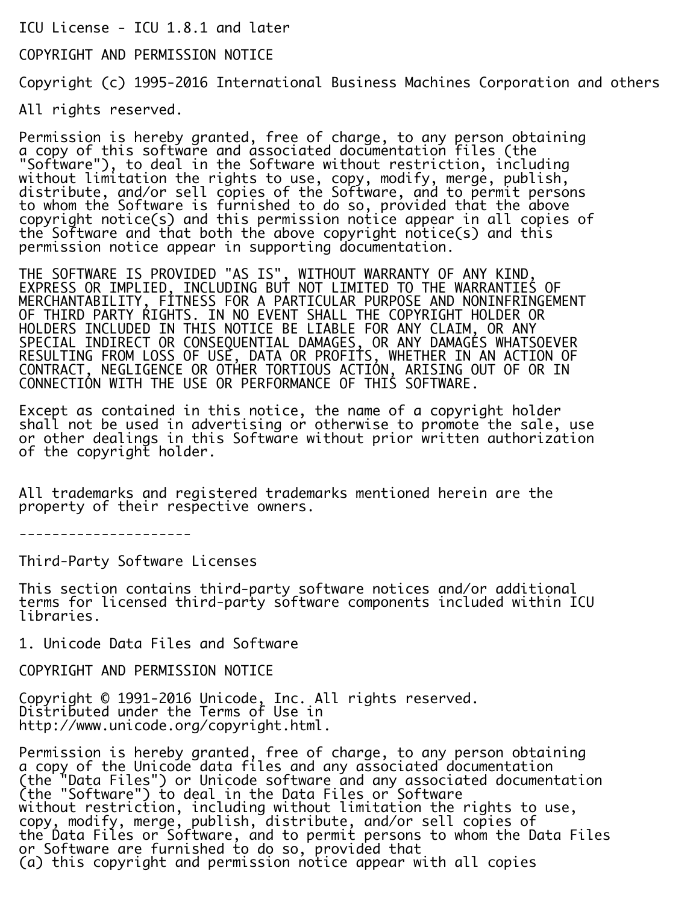ICU License - ICU 1.8.1 and later

COPYRIGHT AND PERMISSION NOTICE

Copyright (c) 1995-2016 International Business Machines Corporation and others

All rights reserved.

Permission is hereby granted, free of charge, to any person obtaining a copy of this software and associated documentation files (the "Software"), to deal in the Software without restriction, including without limitation the rights to use, copy, modify, merge, publish, distribute, and/or sell copies of the Software, and to permit persons to whom the Software is furnished to do so, provided that the above copyright notice(s) and this permission notice appear in all copies of the Software and that both the above copyright notice(s) and this permission notice appear in supporting documentation.

THE SOFTWARE IS PROVIDED "AS IS", WITHOUT WARRANTY OF ANY KIND, EXPRESS OR IMPLIED, INCLUDING BUT NOT LIMITED TO THE WARRANTIES OF MERCHANTABILITY, FITNESS FOR A PARTICULAR PURPOSE AND NONINFRINGEMENT OF THIRD PARTY RIGHTS. IN NO EVENT SHALL THE COPYRIGHT HOLDER OR HOLDERS INCLUDED IN THIS NOTICE BE LIABLE FOR ANY CLAIM, OR ANY SPECIAL INDIRECT OR CONSEQUENTIAL DAMAGES, OR ANY DAMAGES WHATSOEVER RESULTING FROM LOSS OF USE, DATA OR PROFITS, WHETHER IN AN ACTION OF CONTRACT, NEGLIGENCE OR OTHER TORTIOUS ACTION, ARISING OUT OF OR IN CONNECTION WITH THE USE OR PERFORMANCE OF THIS SOFTWARE.

Except as contained in this notice, the name of a copyright holder shall not be used in advertising or otherwise to promote the sale, use or other dealings in this Software without prior written authorization of the copyright holder.

All trademarks and registered trademarks mentioned herein are the property of their respective owners.

---------------------

Third-Party Software Licenses

This section contains third-party software notices and/or additional terms for licensed third-party software components included within ICU libraries.

1. Unicode Data Files and Software

COPYRIGHT AND PERMISSION NOTICE

Copyright © 1991-2016 Unicode, Inc. All rights reserved.
Distributed under the Terms of Use in
http://www.unicode.org/copyright.html.

Permission is hereby granted, free of charge, to any person obtaining a copy of the Unicode data files and any associated documentation (the "Data Files") or Unicode software and any associated documentation (the "Software") to deal in the Data Files or Software without restriction, including without limitation the rights to use, copy, modify, merge, publish, distribute, and/or sell copies of the Data Files or Software, and to permit persons to whom the Data Files or Software are furnished to do so, provided that
(a) this copyright and permission notice appear with all copies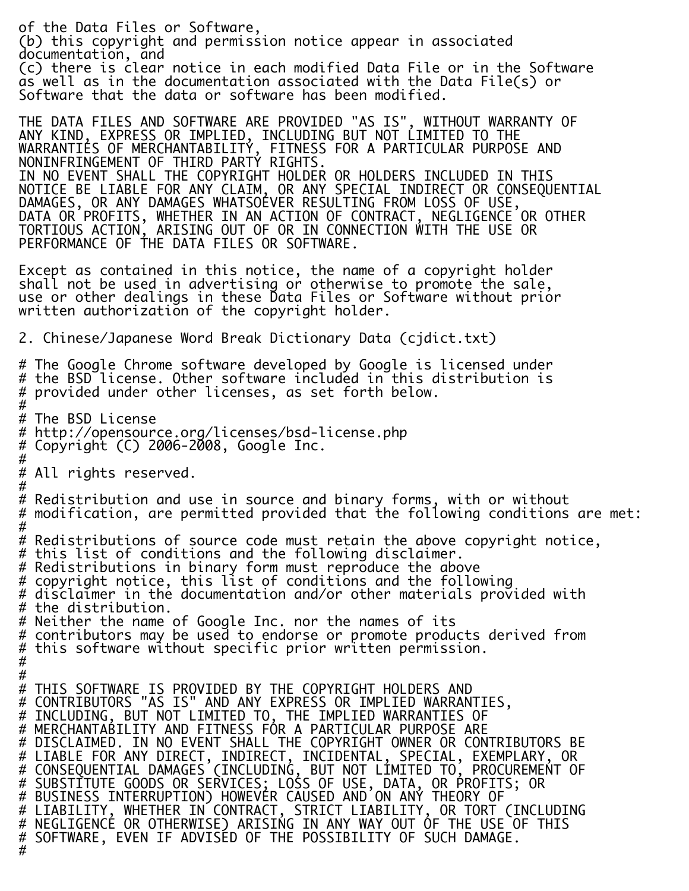of the Data Files or Software,
(b) this copyright and permission notice appear in associated documentation, and
(c) there is clear notice in each modified Data File or in the Software as well as in the documentation associated with the Data File(s) or Software that the data or software has been modified.

THE DATA FILES AND SOFTWARE ARE PROVIDED "AS IS", WITHOUT WARRANTY OF ANY KIND, EXPRESS OR IMPLIED, INCLUDING BUT NOT LIMITED TO THE WARRANTIES OF MERCHANTABILITY, FITNESS FOR A PARTICULAR PURPOSE AND NONINFRINGEMENT OF THIRD PARTY RIGHTS.
IN NO EVENT SHALL THE COPYRIGHT HOLDER OR HOLDERS INCLUDED IN THIS NOTICE BE LIABLE FOR ANY CLAIM, OR ANY SPECIAL INDIRECT OR CONSEQUENTIAL DAMAGES, OR ANY DAMAGES WHATSOEVER RESULTING FROM LOSS OF USE, DATA OR PROFITS, WHETHER IN AN ACTION OF CONTRACT, NEGLIGENCE OR OTHER TORTIOUS ACTION, ARISING OUT OF OR IN CONNECTION WITH THE USE OR PERFORMANCE OF THE DATA FILES OR SOFTWARE.

Except as contained in this notice, the name of a copyright holder shall not be used in advertising or otherwise to promote the sale, use or other dealings in these Data Files or Software without prior written authorization of the copyright holder.

2. Chinese/Japanese Word Break Dictionary Data (cjdict.txt)

```
# The Google Chrome software developed by Google is licensed under
# the BSD license. Other software included in this distribution is
# provided under other licenses, as set forth below.
#
# The BSD License
# http://opensource.org/licenses/bsd-license.php
# Copyright (C) 2006-2008, Google Inc.
#
# All rights reserved.
#
# Redistribution and use in source and binary forms, with or without
# modification, are permitted provided that the following conditions are met:
#
# Redistributions of source code must retain the above copyright notice,
# this list of conditions and the following disclaimer.
# Redistributions in binary form must reproduce the above
# copyright notice, this list of conditions and the following
# disclaimer in the documentation and/or other materials provided with
# the distribution.
# Neither the name of Google Inc. nor the names of its
# contributors may be used to endorse or promote products derived from
# this software without specific prior written permission.
#
#
# THIS SOFTWARE IS PROVIDED BY THE COPYRIGHT HOLDERS AND
# CONTRIBUTORS "AS IS" AND ANY EXPRESS OR IMPLIED WARRANTIES,
# INCLUDING, BUT NOT LIMITED TO, THE IMPLIED WARRANTIES OF
# MERCHANTABILITY AND FITNESS FOR A PARTICULAR PURPOSE ARE
# DISCLAIMED. IN NO EVENT SHALL THE COPYRIGHT OWNER OR CONTRIBUTORS BE
# LIABLE FOR ANY DIRECT, INDIRECT, INCIDENTAL, SPECIAL, EXEMPLARY, OR
# CONSEQUENTIAL DAMAGES (INCLUDING, BUT NOT LIMITED TO, PROCUREMENT OF
# SUBSTITUTE GOODS OR SERVICES; LOSS OF USE, DATA, OR PROFITS; OR
# BUSINESS INTERRUPTION) HOWEVER CAUSED AND ON ANY THEORY OF
# LIABILITY, WHETHER IN CONTRACT, STRICT LIABILITY, OR TORT (INCLUDING
# NEGLIGENCE OR OTHERWISE) ARISING IN ANY WAY OUT OF THE USE OF THIS
# SOFTWARE, EVEN IF ADVISED OF THE POSSIBILITY OF SUCH DAMAGE.
#
```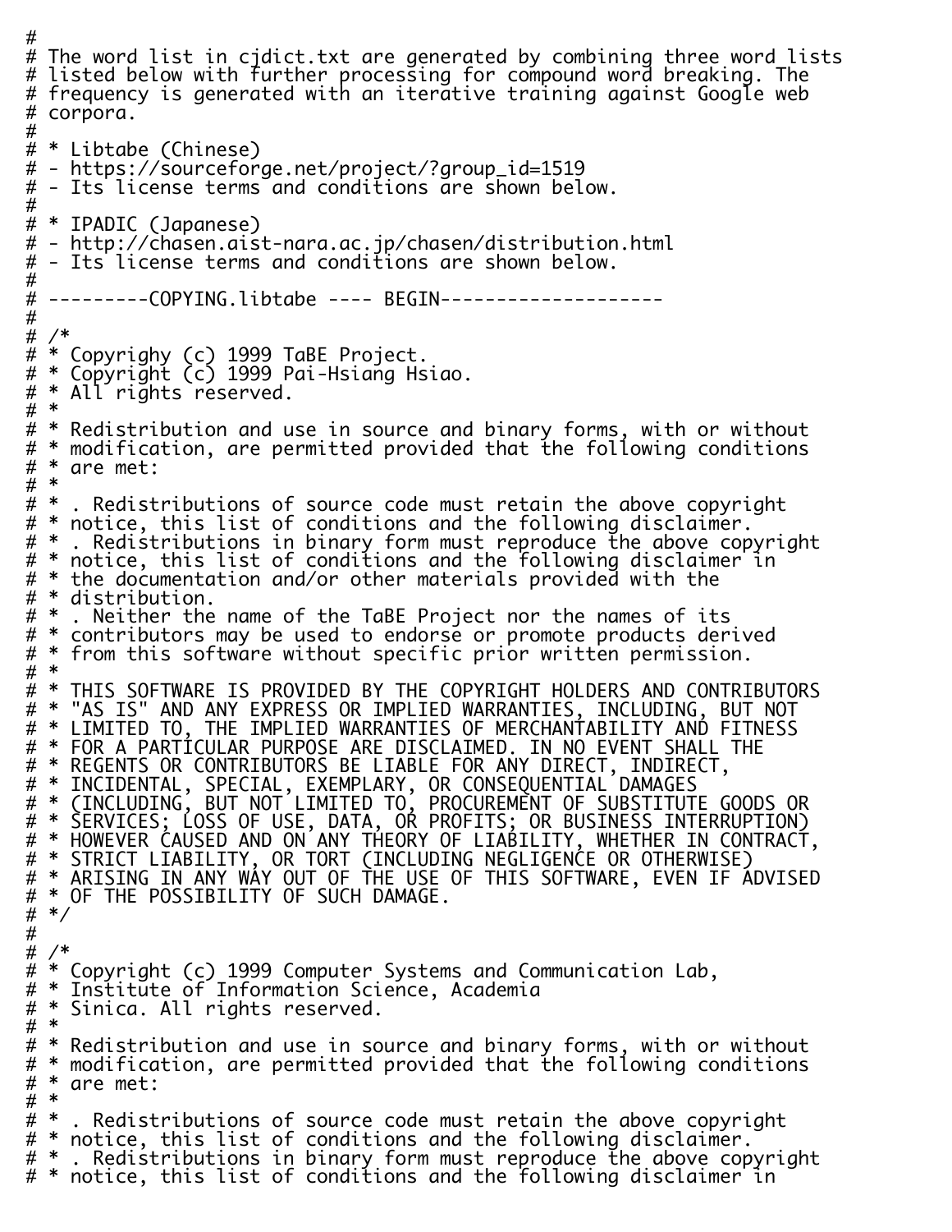```
#
# The word list in cjdict.txt are generated by combining three word lists
# listed below with further processing for compound word breaking. The
# frequency is generated with an iterative training against Google web
# corpora.
#
# * Libtabe (Chinese)
# - https://sourceforge.net/project/?group_id=1519
# - Its license terms and conditions are shown below.
#
# * IPADIC (Japanese)
# - http://chasen.aist-nara.ac.jp/chasen/distribution.html
# - Its license terms and conditions are shown below.
#
# ---------COPYING.libtabe ---- BEGIN--------------------
#
# /*
# * Copyrighy (c) 1999 TaBE Project.
# * Copyright (c) 1999 Pai-Hsiang Hsiao.
# * All rights reserved.
# *
# * Redistribution and use in source and binary forms, with or without
# * modification, are permitted provided that the following conditions
# * are met:
# *
# * . Redistributions of source code must retain the above copyright
# * notice, this list of conditions and the following disclaimer.
# * . Redistributions in binary form must reproduce the above copyright
# * notice, this list of conditions and the following disclaimer in
# * the documentation and/or other materials provided with the
# * distribution.
# * . Neither the name of the TaBE Project nor the names of its
# * contributors may be used to endorse or promote products derived
# * from this software without specific prior written permission.
# *
# * THIS SOFTWARE IS PROVIDED BY THE COPYRIGHT HOLDERS AND CONTRIBUTORS
# * "AS IS" AND ANY EXPRESS OR IMPLIED WARRANTIES, INCLUDING, BUT NOT
# * LIMITED TO, THE IMPLIED WARRANTIES OF MERCHANTABILITY AND FITNESS
# * FOR A PARTICULAR PURPOSE ARE DISCLAIMED. IN NO EVENT SHALL THE
# * REGENTS OR CONTRIBUTORS BE LIABLE FOR ANY DIRECT, INDIRECT,
# * INCIDENTAL, SPECIAL, EXEMPLARY, OR CONSEQUENTIAL DAMAGES
# * (INCLUDING, BUT NOT LIMITED TO, PROCUREMENT OF SUBSTITUTE GOODS OR
# * SERVICES; LOSS OF USE, DATA, OR PROFITS; OR BUSINESS INTERRUPTION)
# * HOWEVER CAUSED AND ON ANY THEORY OF LIABILITY, WHETHER IN CONTRACT,
# * STRICT LIABILITY, OR TORT (INCLUDING NEGLIGENCE OR OTHERWISE)
# * ARISING IN ANY WAY OUT OF THE USE OF THIS SOFTWARE, EVEN IF ADVISED
# * OF THE POSSIBILITY OF SUCH DAMAGE.
# */
#
# /*
# * Copyright (c) 1999 Computer Systems and Communication Lab,
# * Institute of Information Science, Academia
# * Sinica. All rights reserved.
# *
# * Redistribution and use in source and binary forms, with or without
# * modification, are permitted provided that the following conditions
# * are met:
# *
# * . Redistributions of source code must retain the above copyright
# * notice, this list of conditions and the following disclaimer.
# * . Redistributions in binary form must reproduce the above copyright
# * notice, this list of conditions and the following disclaimer in
```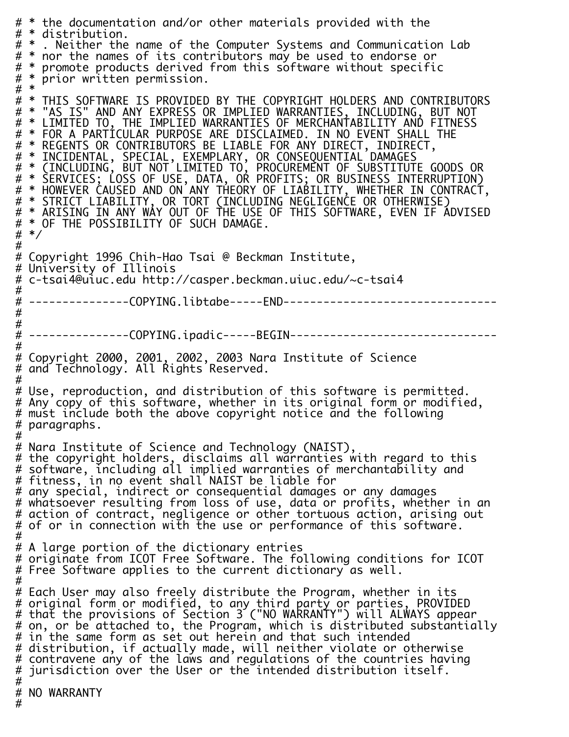```
# * the documentation and/or other materials provided with the
# * distribution.
# * . Neither the name of the Computer Systems and Communication Lab
# * nor the names of its contributors may be used to endorse or
# * promote products derived from this software without specific
# * prior written permission.
# *
# * THIS SOFTWARE IS PROVIDED BY THE COPYRIGHT HOLDERS AND CONTRIBUTORS
# * "AS IS" AND ANY EXPRESS OR IMPLIED WARRANTIES, INCLUDING, BUT NOT
# * LIMITED TO, THE IMPLIED WARRANTIES OF MERCHANTABILITY AND FITNESS
# * FOR A PARTICULAR PURPOSE ARE DISCLAIMED. IN NO EVENT SHALL THE
# * REGENTS OR CONTRIBUTORS BE LIABLE FOR ANY DIRECT, INDIRECT,
# * INCIDENTAL, SPECIAL, EXEMPLARY, OR CONSEQUENTIAL DAMAGES
# * (INCLUDING, BUT NOT LIMITED TO, PROCUREMENT OF SUBSTITUTE GOODS OR
# * SERVICES; LOSS OF USE, DATA, OR PROFITS; OR BUSINESS INTERRUPTION)
# * HOWEVER CAUSED AND ON ANY THEORY OF LIABILITY, WHETHER IN CONTRACT,
# * STRICT LIABILITY, OR TORT (INCLUDING NEGLIGENCE OR OTHERWISE)
# * ARISING IN ANY WAY OUT OF THE USE OF THIS SOFTWARE, EVEN IF ADVISED
# * OF THE POSSIBILITY OF SUCH DAMAGE.
# */
#
# Copyright 1996 Chih-Hao Tsai @ Beckman Institute,
# University of Illinois
# c-tsai4@uiuc.edu http://casper.beckman.uiuc.edu/~c-tsai4
#
# ---------------COPYING.libtabe-----END--------------------------------
#
#
# ---------------COPYING.ipadic-----BEGIN-------------------------------
#
# Copyright 2000, 2001, 2002, 2003 Nara Institute of Science
# and Technology. All Rights Reserved.
#
# Use, reproduction, and distribution of this software is permitted.
# Any copy of this software, whether in its original form or modified,
# must include both the above copyright notice and the following
# paragraphs.
#
# Nara Institute of Science and Technology (NAIST),
# the copyright holders, disclaims all warranties with regard to this
# software, including all implied warranties of merchantability and
# fitness, in no event shall NAIST be liable for
# any special, indirect or consequential damages or any damages
# whatsoever resulting from loss of use, data or profits, whether in an
# action of contract, negligence or other tortuous action, arising out
# of or in connection with the use or performance of this software.
#
# A large portion of the dictionary entries
# originate from ICOT Free Software. The following conditions for ICOT
# Free Software applies to the current dictionary as well.
#
# Each User may also freely distribute the Program, whether in its
# original form or modified, to any third party or parties, PROVIDED
# that the provisions of Section 3 ("NO WARRANTY") will ALWAYS appear
# on, or be attached to, the Program, which is distributed substantially
# in the same form as set out herein and that such intended
# distribution, if actually made, will neither violate or otherwise
# contravene any of the laws and regulations of the countries having
# jurisdiction over the User or the intended distribution itself.
#
# NO WARRANTY
#
```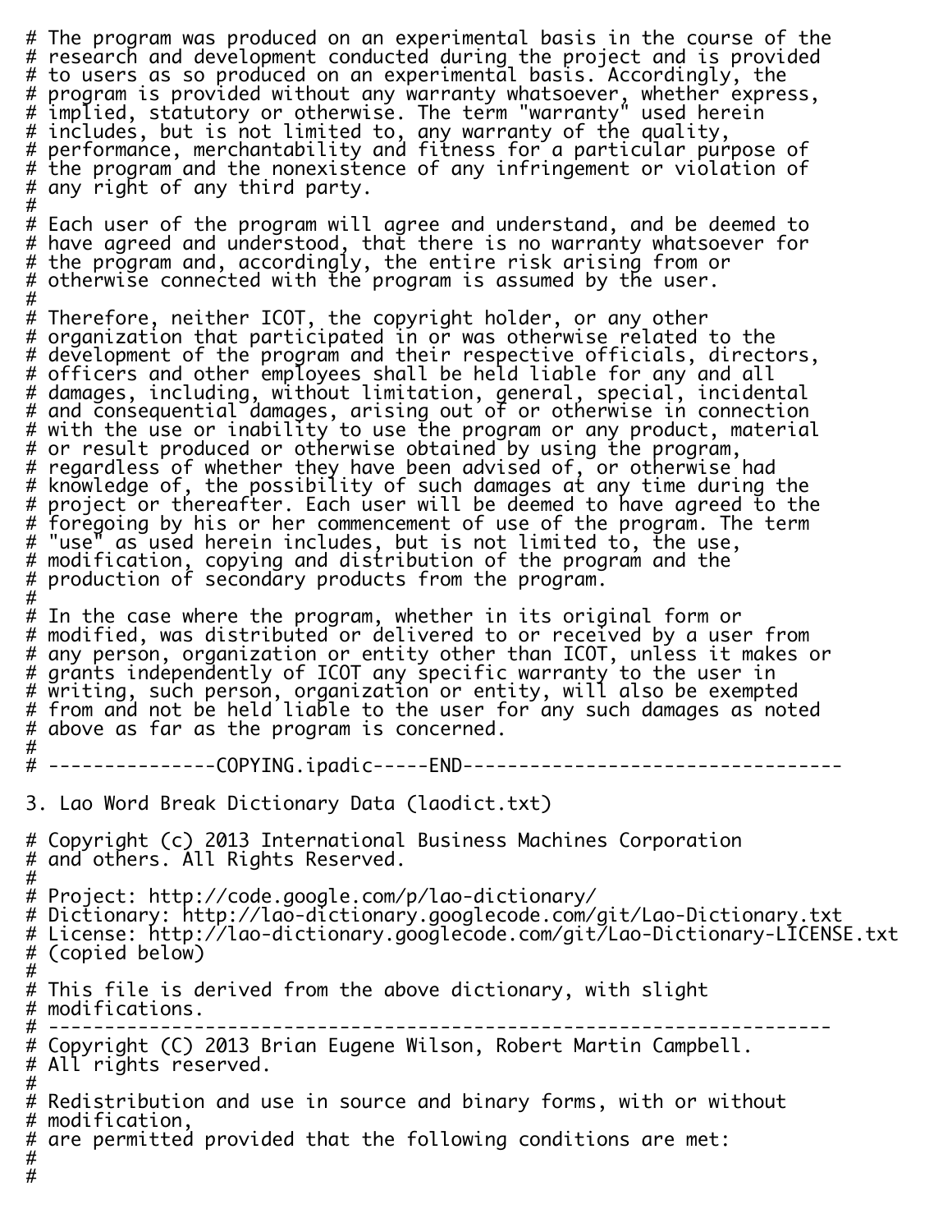```
# The program was produced on an experimental basis in the course of the
# research and development conducted during the project and is provided
# to users as so produced on an experimental basis. Accordingly, the
# program is provided without any warranty whatsoever, whether express,
# implied, statutory or otherwise. The term "warranty" used herein
# includes, but is not limited to, any warranty of the quality,
# performance, merchantability and fitness for a particular purpose of
# the program and the nonexistence of any infringement or violation of
# any right of any third party.
#
# Each user of the program will agree and understand, and be deemed to
# have agreed and understood, that there is no warranty whatsoever for
# the program and, accordingly, the entire risk arising from or
# otherwise connected with the program is assumed by the user.
#
# Therefore, neither ICOT, the copyright holder, or any other
# organization that participated in or was otherwise related to the
# development of the program and their respective officials, directors,
# officers and other employees shall be held liable for any and all
# damages, including, without limitation, general, special, incidental
# and consequential damages, arising out of or otherwise in connection
# with the use or inability to use the program or any product, material
# or result produced or otherwise obtained by using the program,
# regardless of whether they have been advised of, or otherwise had
# knowledge of, the possibility of such damages at any time during the
# project or thereafter. Each user will be deemed to have agreed to the
# foregoing by his or her commencement of use of the program. The term
# "use" as used herein includes, but is not limited to, the use,
# modification, copying and distribution of the program and the
# production of secondary products from the program.
#
# In the case where the program, whether in its original form or
# modified, was distributed or delivered to or received by a user from
# any person, organization or entity other than ICOT, unless it makes or
# grants independently of ICOT any specific warranty to the user in
# writing, such person, organization or entity, will also be exempted
# from and not be held liable to the user for any such damages as noted
# above as far as the program is concerned.
#
# ---------------COPYING.ipadic-----END----------------------------------

3. Lao Word Break Dictionary Data (laodict.txt)

# Copyright (c) 2013 International Business Machines Corporation
# and others. All Rights Reserved.
#
# Project: http://code.google.com/p/lao-dictionary/
# Dictionary: http://lao-dictionary.googlecode.com/git/Lao-Dictionary.txt
# License: http://lao-dictionary.googlecode.com/git/Lao-Dictionary-LICENSE.txt
# (copied below)
#
# This file is derived from the above dictionary, with slight
# modifications.
# ----------------------------------------------------------------------
# Copyright (C) 2013 Brian Eugene Wilson, Robert Martin Campbell.
# All rights reserved.
#
# Redistribution and use in source and binary forms, with or without
# modification,
# are permitted provided that the following conditions are met:
#
#
```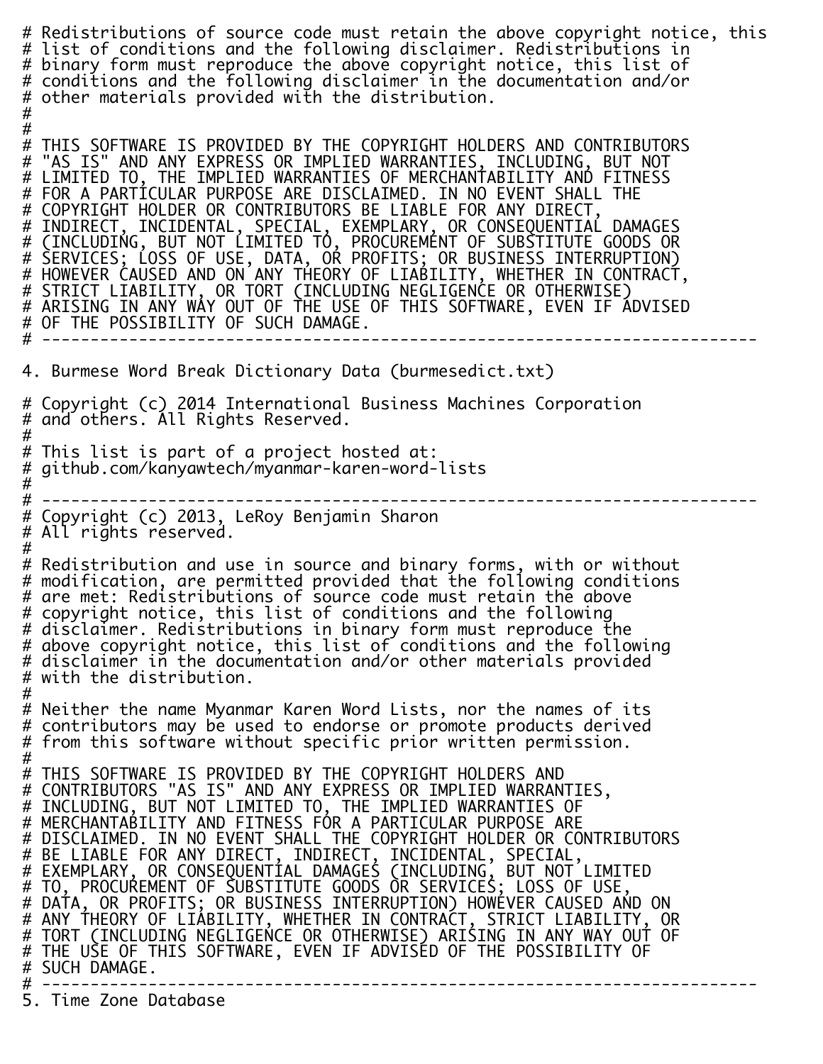```
# Redistributions of source code must retain the above copyright notice, this
# list of conditions and the following disclaimer. Redistributions in
# binary form must reproduce the above copyright notice, this list of
# conditions and the following disclaimer in the documentation and/or
# other materials provided with the distribution.
#
#
# THIS SOFTWARE IS PROVIDED BY THE COPYRIGHT HOLDERS AND CONTRIBUTORS
# "AS IS" AND ANY EXPRESS OR IMPLIED WARRANTIES, INCLUDING, BUT NOT
# LIMITED TO, THE IMPLIED WARRANTIES OF MERCHANTABILITY AND FITNESS
# FOR A PARTICULAR PURPOSE ARE DISCLAIMED. IN NO EVENT SHALL THE
# COPYRIGHT HOLDER OR CONTRIBUTORS BE LIABLE FOR ANY DIRECT,
# INDIRECT, INCIDENTAL, SPECIAL, EXEMPLARY, OR CONSEQUENTIAL DAMAGES
# (INCLUDING, BUT NOT LIMITED TO, PROCUREMENT OF SUBSTITUTE GOODS OR
# SERVICES; LOSS OF USE, DATA, OR PROFITS; OR BUSINESS INTERRUPTION)
# HOWEVER CAUSED AND ON ANY THEORY OF LIABILITY, WHETHER IN CONTRACT,
# STRICT LIABILITY, OR TORT (INCLUDING NEGLIGENCE OR OTHERWISE)
# ARISING IN ANY WAY OUT OF THE USE OF THIS SOFTWARE, EVEN IF ADVISED
# OF THE POSSIBILITY OF SUCH DAMAGE.
# --------------------------------------------------------------------------

4. Burmese Word Break Dictionary Data (burmesedict.txt)

# Copyright (c) 2014 International Business Machines Corporation
# and others. All Rights Reserved.
#
# This list is part of a project hosted at:
# github.com/kanyawtech/myanmar-karen-word-lists
#
# --------------------------------------------------------------------------
# Copyright (c) 2013, LeRoy Benjamin Sharon
# All rights reserved.
#
# Redistribution and use in source and binary forms, with or without
# modification, are permitted provided that the following conditions
# are met: Redistributions of source code must retain the above
# copyright notice, this list of conditions and the following
# disclaimer. Redistributions in binary form must reproduce the
# above copyright notice, this list of conditions and the following
# disclaimer in the documentation and/or other materials provided
# with the distribution.
#
# Neither the name Myanmar Karen Word Lists, nor the names of its
# contributors may be used to endorse or promote products derived
# from this software without specific prior written permission.
#
# THIS SOFTWARE IS PROVIDED BY THE COPYRIGHT HOLDERS AND
# CONTRIBUTORS "AS IS" AND ANY EXPRESS OR IMPLIED WARRANTIES,
# INCLUDING, BUT NOT LIMITED TO, THE IMPLIED WARRANTIES OF
# MERCHANTABILITY AND FITNESS FOR A PARTICULAR PURPOSE ARE
# DISCLAIMED. IN NO EVENT SHALL THE COPYRIGHT HOLDER OR CONTRIBUTORS
# BE LIABLE FOR ANY DIRECT, INDIRECT, INCIDENTAL, SPECIAL,
# EXEMPLARY, OR CONSEQUENTIAL DAMAGES (INCLUDING, BUT NOT LIMITED
# TO, PROCUREMENT OF SUBSTITUTE GOODS OR SERVICES; LOSS OF USE,
# DATA, OR PROFITS; OR BUSINESS INTERRUPTION) HOWEVER CAUSED AND ON
# ANY THEORY OF LIABILITY, WHETHER IN CONTRACT, STRICT LIABILITY, OR
# TORT (INCLUDING NEGLIGENCE OR OTHERWISE) ARISING IN ANY WAY OUT OF
# THE USE OF THIS SOFTWARE, EVEN IF ADVISED OF THE POSSIBILITY OF
# SUCH DAMAGE.
# --------------------------------------------------------------------------
5. Time Zone Database
```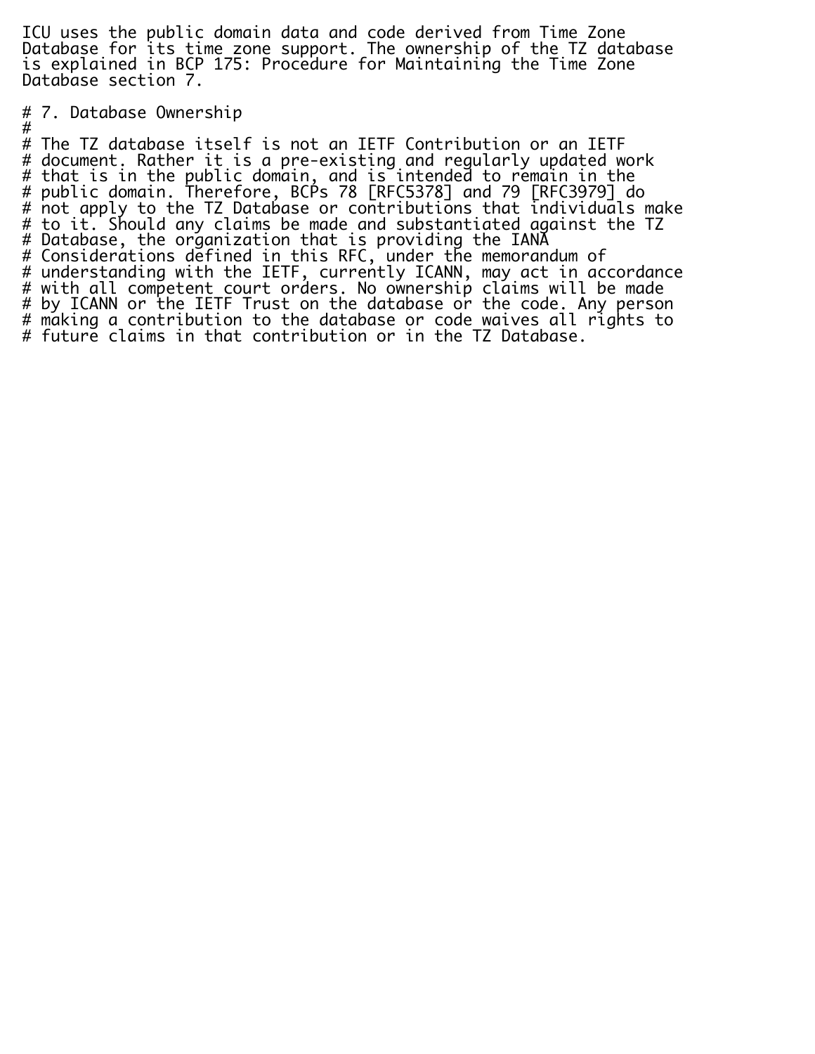ICU uses the public domain data and code derived from Time Zone Database for its time zone support. The ownership of the TZ database is explained in BCP 175: Procedure for Maintaining the Time Zone Database section 7.

```
# 7. Database Ownership
#
# The TZ database itself is not an IETF Contribution or an IETF
# document. Rather it is a pre-existing and regularly updated work
# that is in the public domain, and is intended to remain in the
# public domain. Therefore, BCPs 78 [RFC5378] and 79 [RFC3979] do
# not apply to the TZ Database or contributions that individuals make
# to it. Should any claims be made and substantiated against the TZ
# Database, the organization that is providing the IANA
# Considerations defined in this RFC, under the memorandum of
# understanding with the IETF, currently ICANN, may act in accordance
# with all competent court orders. No ownership claims will be made
# by ICANN or the IETF Trust on the database or the code. Any person
# making a contribution to the database or code waives all rights to
# future claims in that contribution or in the TZ Database.
```